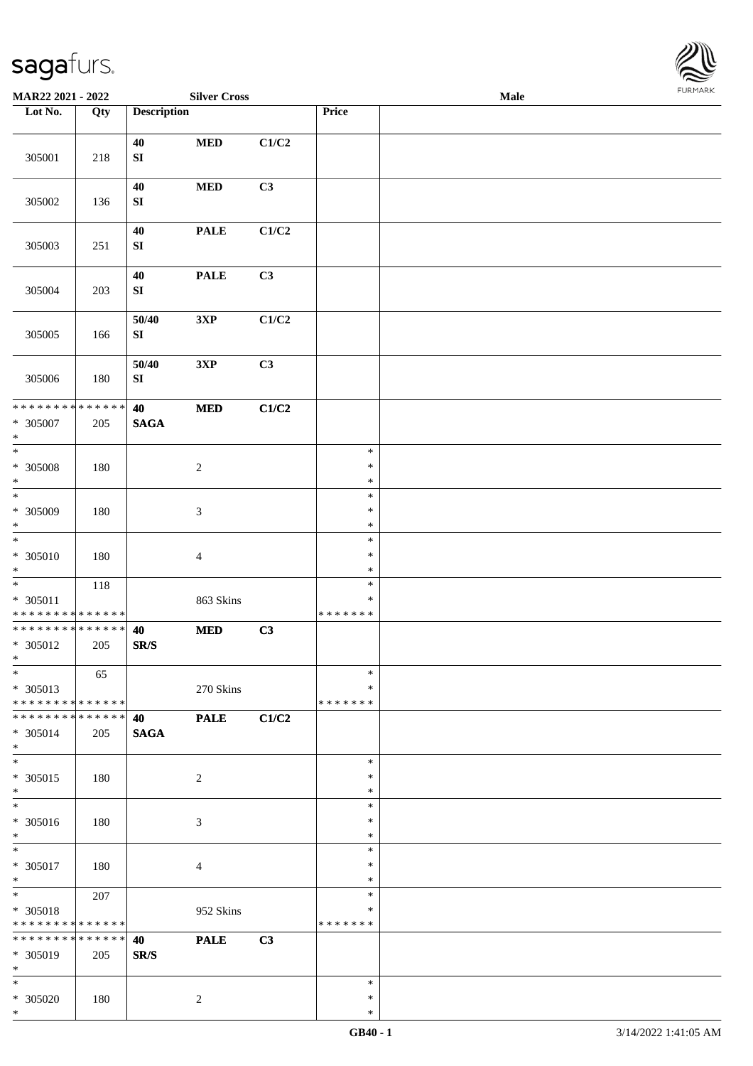**MAR22 2021 - 2022** **Silver Cross** **Male**

| Lot No. | Qty | Description | | | Price | |
|---|---|---|---|---|---|---|
| 305001 | 218 | 40 SI | MED | C1/C2 | | |
| 305002 | 136 | 40 SI | MED | C3 | | |
| 305003 | 251 | 40 SI | PALE | C1/C2 | | |
| 305004 | 203 | 40 SI | PALE | C3 | | |
| 305005 | 166 | 50/40 SI | 3XP | C1/C2 | | |
| 305006 | 180 | 50/40 SI | 3XP | C3 | | |
| * * * * * * * * * * * * * * <br> * 305007 <br> * | 205 | 40 SAGA | MED | C1/C2 | | |
| * <br> * 305008 <br> * | 180 | | 2 | | * <br> * <br> * | |
| * <br> * 305009 <br> * | 180 | | 3 | | * <br> * <br> * | |
| * <br> * 305010 <br> * | 180 | | 4 | | * <br> * <br> * | |
| * <br> * 305011 <br> * * * * * * * * * * * * * * | 118 | | 863 Skins | | * <br> * <br> * * * * * * * | |
| * * * * * * * * * * * * * * <br> * 305012 <br> * | 205 | 40 SR/S | MED | C3 | | |
| * <br> * 305013 <br> * * * * * * * * * * * * * * | 65 | | 270 Skins | | * <br> * <br> * * * * * * * | |
| * * * * * * * * * * * * * * <br> * 305014 <br> * | 205 | 40 SAGA | PALE | C1/C2 | | |
| * <br> * 305015 <br> * | 180 | | 2 | | * <br> * <br> * | |
| * <br> * 305016 <br> * | 180 | | 3 | | * <br> * <br> * | |
| * <br> * 305017 <br> * | 180 | | 4 | | * <br> * <br> * | |
| * <br> * 305018 <br> * * * * * * * * * * * * * * | 207 | | 952 Skins | | * <br> * <br> * * * * * * * | |
| * * * * * * * * * * * * * * <br> * 305019 <br> * | 205 | 40 SR/S | PALE | C3 | | |
| * <br> * 305020 <br> * | 180 | | 2 | | * <br> * <br> * | |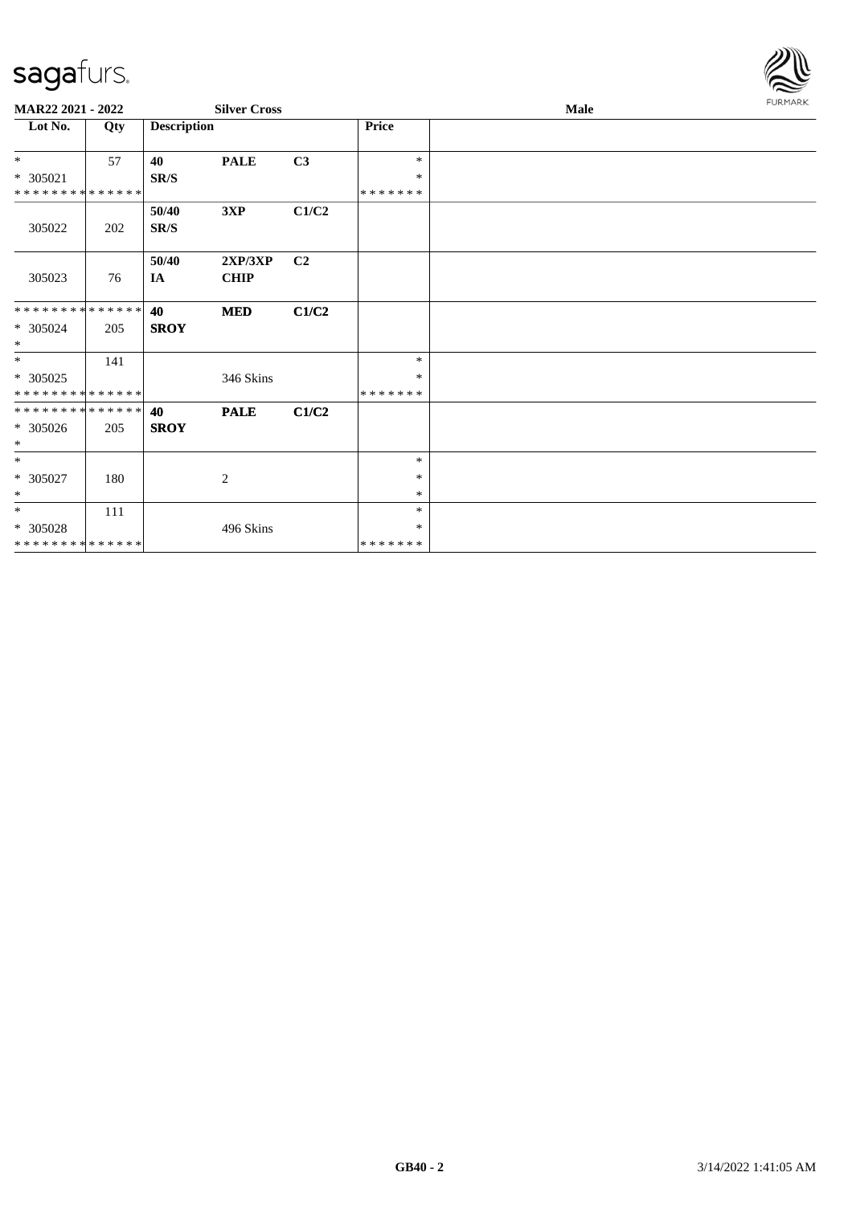MAR22 2021 - 2022 | Silver Cross | Male

| Lot No. | Qty | Description | | | Price | |
|---|---|---|---|---|---|---|
| * <br> * 305021 <br> * * * * * * * * * * * * * * | 57 | 40 <br> SR/S | PALE | C3 | * <br> * <br> * * * * * * * | |
| 305022 | 202 | 50/40 <br> SR/S | 3XP | C1/C2 | | |
| 305023 | 76 | 50/40 <br> IA | 2XP/3XP <br> CHIP | C2 | | |
| * * * * * * * * * * * * * * <br> * 305024 <br> * | 205 | 40 <br> SROY | MED | C1/C2 | | |
| * <br> * 305025 <br> * * * * * * * * * * * * * * | 141 | | 346 Skins | | * <br> * <br> * * * * * * * | |
| * * * * * * * * * * * * * * <br> * 305026 <br> * | 205 | 40 <br> SROY | PALE | C1/C2 | | |
| * <br> * 305027 <br> * | 180 | | 2 | | * <br> * <br> * | |
| * <br> * 305028 <br> * * * * * * * * * * * * * * | 111 | | 496 Skins | | * <br> * <br> * * * * * * * | |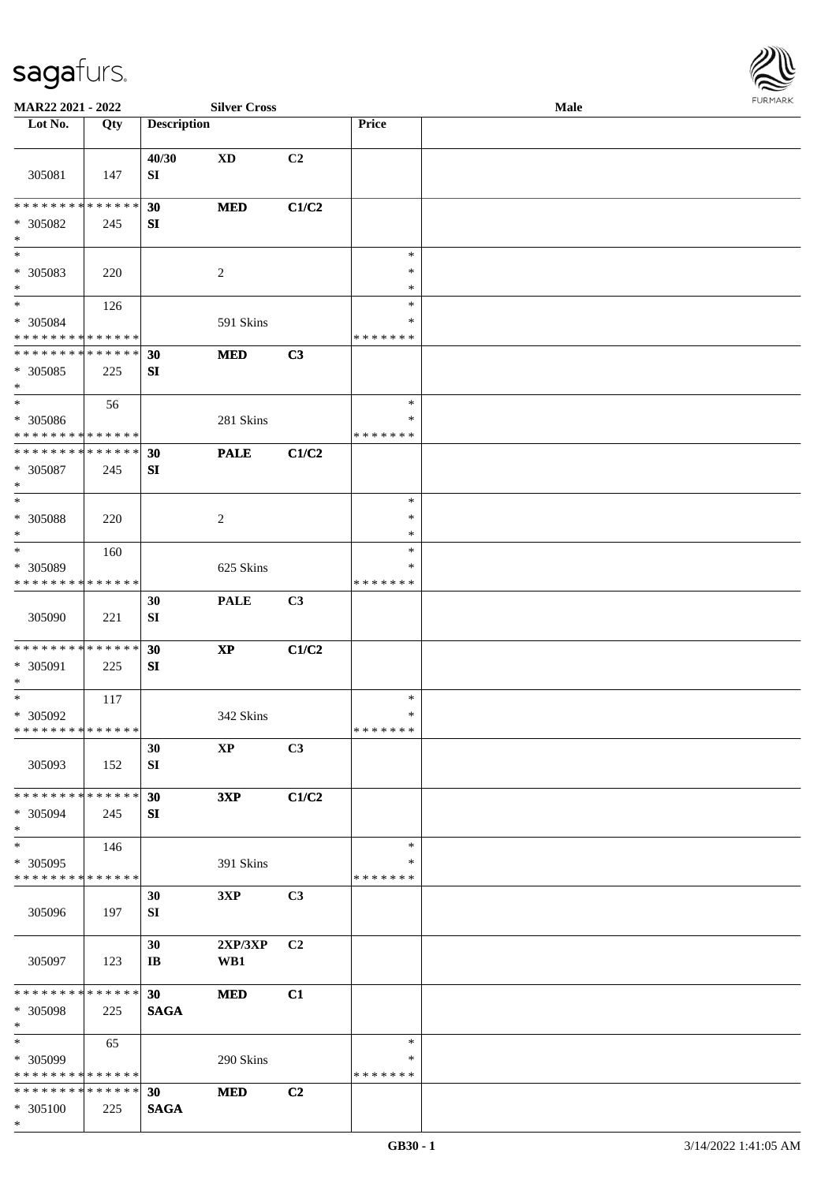| Lot No. | Qty | Description | | | Price | |
|---|---|---|---|---|---|---|
| 305081 | 147 | 40/30 SI | XD | C2 | | |
| ************** * 305082 * | 245 | 30 SI | MED | C1/C2 | | |
| * * 305083 * | 220 | | 2 | | * * * | |
| * * 305084 ************** | 126 | | 591 Skins | | * * ******* | |
| ************** * 305085 * | 225 | 30 SI | MED | C3 | | |
| * * 305086 ************** | 56 | | 281 Skins | | * * ******* | |
| ************** * 305087 * | 245 | 30 SI | PALE | C1/C2 | | |
| * * 305088 * | 220 | | 2 | | * * * | |
| * * 305089 ************** | 160 | | 625 Skins | | * * ******* | |
| 305090 | 221 | 30 SI | PALE | C3 | | |
| ************** * 305091 * | 225 | 30 SI | XP | C1/C2 | | |
| * * 305092 ************** | 117 | | 342 Skins | | * * ******* | |
| 305093 | 152 | 30 SI | XP | C3 | | |
| ************** * 305094 * | 245 | 30 SI | 3XP | C1/C2 | | |
| * * 305095 ************** | 146 | | 391 Skins | | * * ******* | |
| 305096 | 197 | 30 SI | 3XP | C3 | | |
| 305097 | 123 | 30 IB | 2XP/3XP WB1 | C2 | | |
| ************** * 305098 * | 225 | 30 SAGA | MED | C1 | | |
| * * 305099 ************** | 65 | | 290 Skins | | * * ******* | |
| ************** * 305100 * | 225 | 30 SAGA | MED | C2 | | |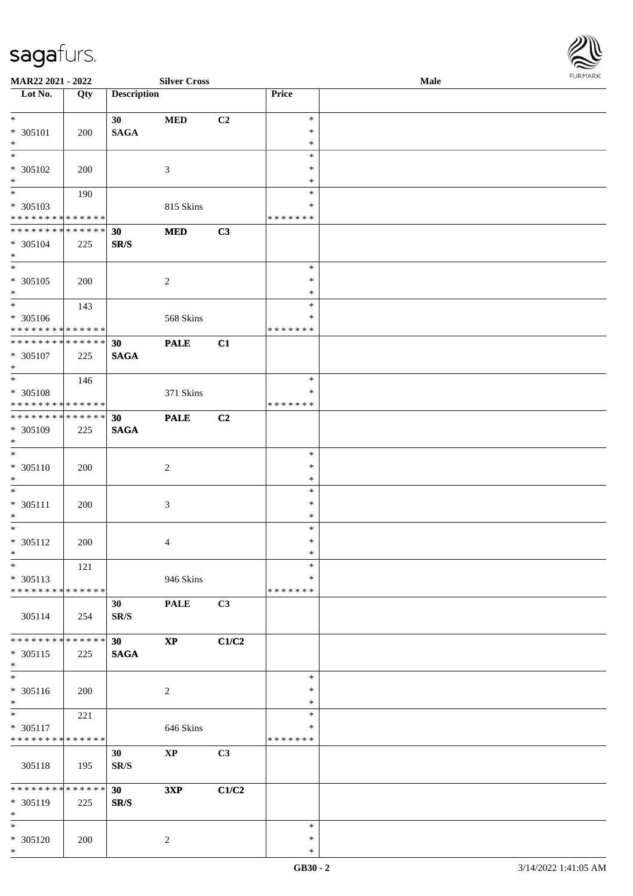MAR22 2021 - 2022 &nbsp;&nbsp;&nbsp; Silver Cross &nbsp;&nbsp;&nbsp; Male

| Lot No. | Qty | Description | | | Price | |
|---|---|---|---|---|---|---|
| * | | 30 | MED | C2 | * | |
| * 305101 | 200 | SAGA | | | * | |
| * | | | | | * | |
| * | | | | | * | |
| * 305102 | 200 | | 3 | | * | |
| * | | | | | * | |
| * | 190 | | | | * | |
| * 305103 | | | 815 Skins | | * | |
| * * * * * * * * * * * * * * | | | | | * * * * * * * | |
| * * * * * * * * * * * * * * | | 30 | MED | C3 | | |
| * 305104 | 225 | SR/S | | | | |
| * | | | | | | |
| * | | | | | * | |
| * 305105 | 200 | | 2 | | * | |
| * | | | | | * | |
| * | 143 | | | | * | |
| * 305106 | | | 568 Skins | | * | |
| * * * * * * * * * * * * * * | | | | | * * * * * * * | |
| * * * * * * * * * * * * * * | | 30 | PALE | C1 | | |
| * 305107 | 225 | SAGA | | | | |
| * | | | | | | |
| * | 146 | | | | * | |
| * 305108 | | | 371 Skins | | * | |
| * * * * * * * * * * * * * * | | | | | * * * * * * * | |
| * * * * * * * * * * * * * * | | 30 | PALE | C2 | | |
| * 305109 | 225 | SAGA | | | | |
| * | | | | | | |
| * | | | | | * | |
| * 305110 | 200 | | 2 | | * | |
| * | | | | | * | |
| * | | | | | * | |
| * 305111 | 200 | | 3 | | * | |
| * | | | | | * | |
| * | | | | | * | |
| * 305112 | 200 | | 4 | | * | |
| * | | | | | * | |
| * | 121 | | | | * | |
| * 305113 | | | 946 Skins | | * | |
| * * * * * * * * * * * * * * | | | | | * * * * * * * | |
| 305114 | 254 | 30 SR/S | PALE | C3 | | |
| * * * * * * * * * * * * * * | | 30 | XP | C1/C2 | | |
| * 305115 | 225 | SAGA | | | | |
| * | | | | | | |
| * | | | | | * | |
| * 305116 | 200 | | 2 | | * | |
| * | | | | | * | |
| * | 221 | | | | * | |
| * 305117 | | | 646 Skins | | * | |
| * * * * * * * * * * * * * * | | | | | * * * * * * * | |
| 305118 | 195 | 30 SR/S | XP | C3 | | |
| * * * * * * * * * * * * * * | | 30 | 3XP | C1/C2 | | |
| * 305119 | 225 | SR/S | | | | |
| * | | | | | | |
| * | | | | | * | |
| * 305120 | 200 | | 2 | | * | |
| * | | | | | * | |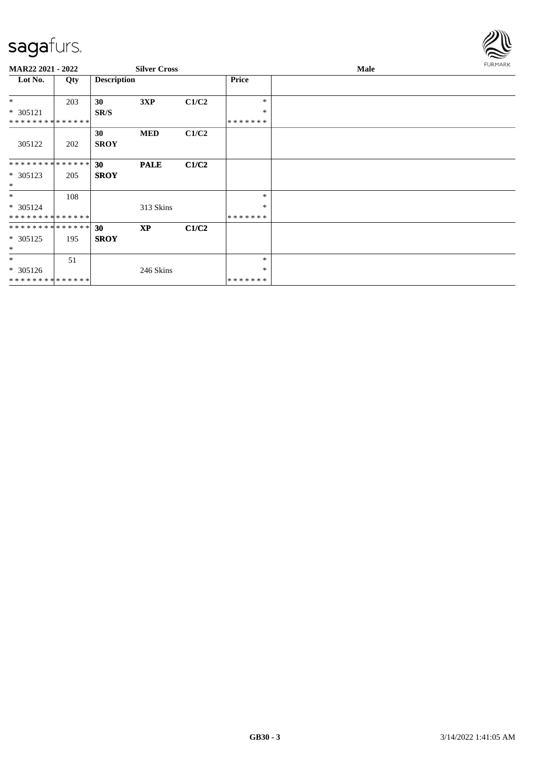**MAR22 2021 - 2022** **Silver Cross** **Male**

| Lot No. | Qty | Description | | | Price | |
|---|---|---|---|---|---|---|
| * | 203 | **30** | **3XP** | **C1/C2** | * | |
| * 305121 | | **SR/S** | | | * | |
| * * * * * * * * * * * * * * | | | | | * * * * * * * | |
| | | **30** | **MED** | **C1/C2** | | |
| 305122 | 202 | **SROY** | | | | |
| * * * * * * * * * * * * * * | | **30** | **PALE** | **C1/C2** | | |
| * 305123 | 205 | **SROY** | | | | |
| * | | | | | | |
| * | 108 | | | | * | |
| * 305124 | | | 313 Skins | | * | |
| * * * * * * * * * * * * * * | | | | | * * * * * * * | |
| * * * * * * * * * * * * * * | | **30** | **XP** | **C1/C2** | | |
| * 305125 | 195 | **SROY** | | | | |
| * | | | | | | |
| * | 51 | | | | * | |
| * 305126 | | | 246 Skins | | * | |
| * * * * * * * * * * * * * * | | | | | * * * * * * * | |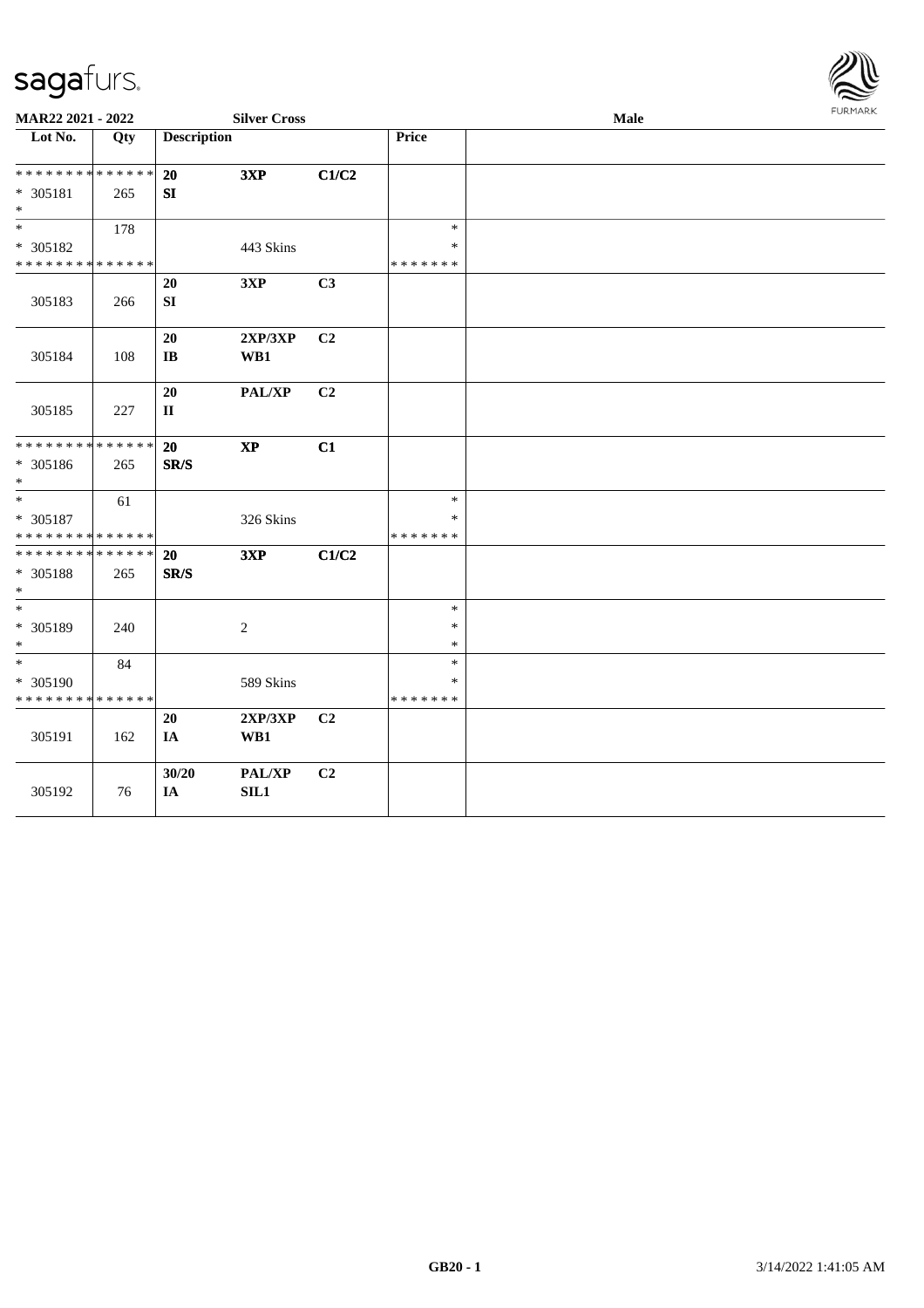sagafurs.

MAR22 2021 - 2022 | Silver Cross | Male

| Lot No. | Qty | Description | | | Price | |
|---|---|---|---|---|---|---|
| * * * * * * * * * * * * * * | | 20 | 3XP | C1/C2 | | |
| * 305181 | 265 | SI | | | | |
| * | | | | | | |
| * | 178 | | | | * | |
| * 305182 | | | 443 Skins | | * | |
| * * * * * * * * * * * * * * | | | | | * * * * * * * | |
| | | 20 | 3XP | C3 | | |
| 305183 | 266 | SI | | | | |
| | | 20 | 2XP/3XP | C2 | | |
| 305184 | 108 | IB | WB1 | | | |
| | | 20 | PAL/XP | C2 | | |
| 305185 | 227 | II | | | | |
| * * * * * * * * * * * * * * | | 20 | XP | C1 | | |
| * 305186 | 265 | SR/S | | | | |
| * | | | | | | |
| * | 61 | | | | * | |
| * 305187 | | | 326 Skins | | * | |
| * * * * * * * * * * * * * * | | | | | * * * * * * * | |
| * * * * * * * * * * * * * * | | 20 | 3XP | C1/C2 | | |
| * 305188 | 265 | SR/S | | | | |
| * | | | | | | |
| * | | | | | * | |
| * 305189 | 240 | | 2 | | * | |
| * | | | | | * | |
| * | 84 | | | | * | |
| * 305190 | | | 589 Skins | | * | |
| * * * * * * * * * * * * * * | | | | | * * * * * * * | |
| | | 20 | 2XP/3XP | C2 | | |
| 305191 | 162 | IA | WB1 | | | |
| | | 30/20 | PAL/XP | C2 | | |
| 305192 | 76 | IA | SIL1 | | | |

GB20 - 1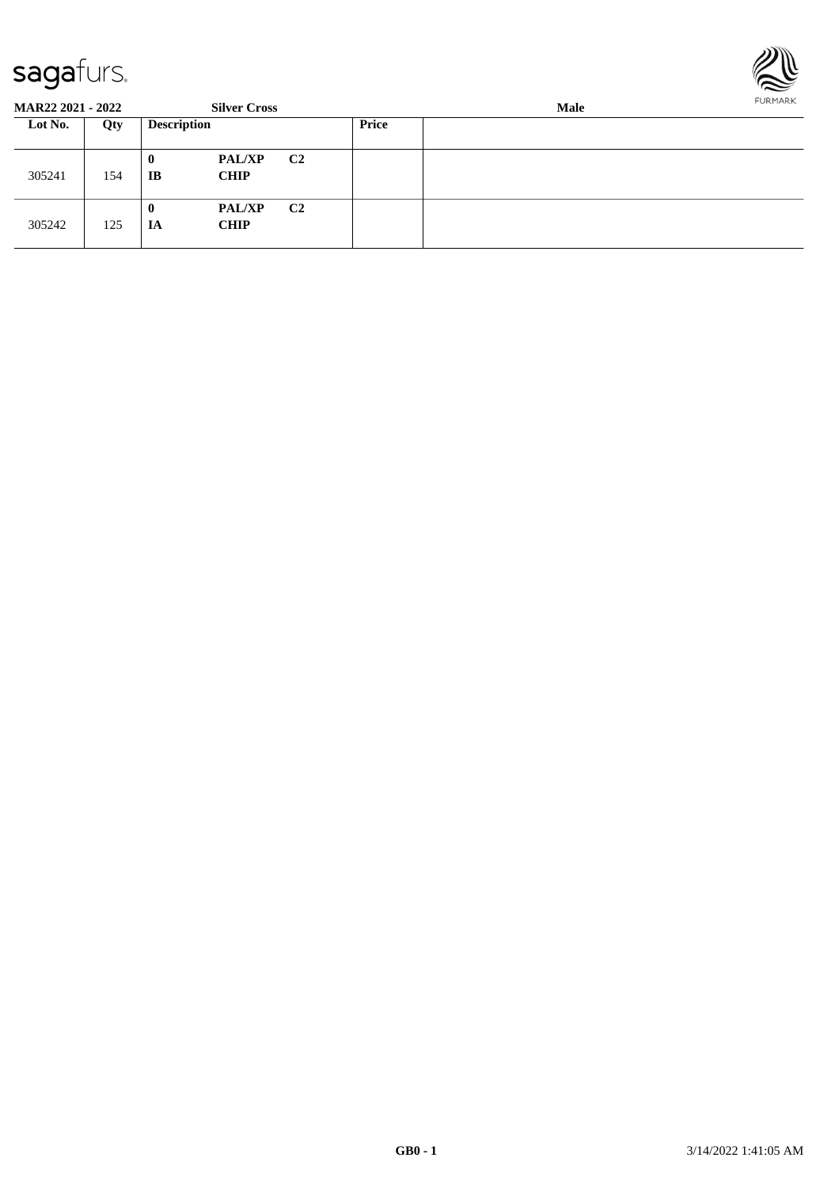**MAR22 2021 - 2022** **Silver Cross** **Male**

| Lot No. | Qty | Description | | | Price | |
|---|---|---|---|---|---|---|
| 305241 | 154 | **0** **IB** | **PAL/XP** **CHIP** | **C2** | | |
| 305242 | 125 | **0** **IA** | **PAL/XP** **CHIP** | **C2** | | |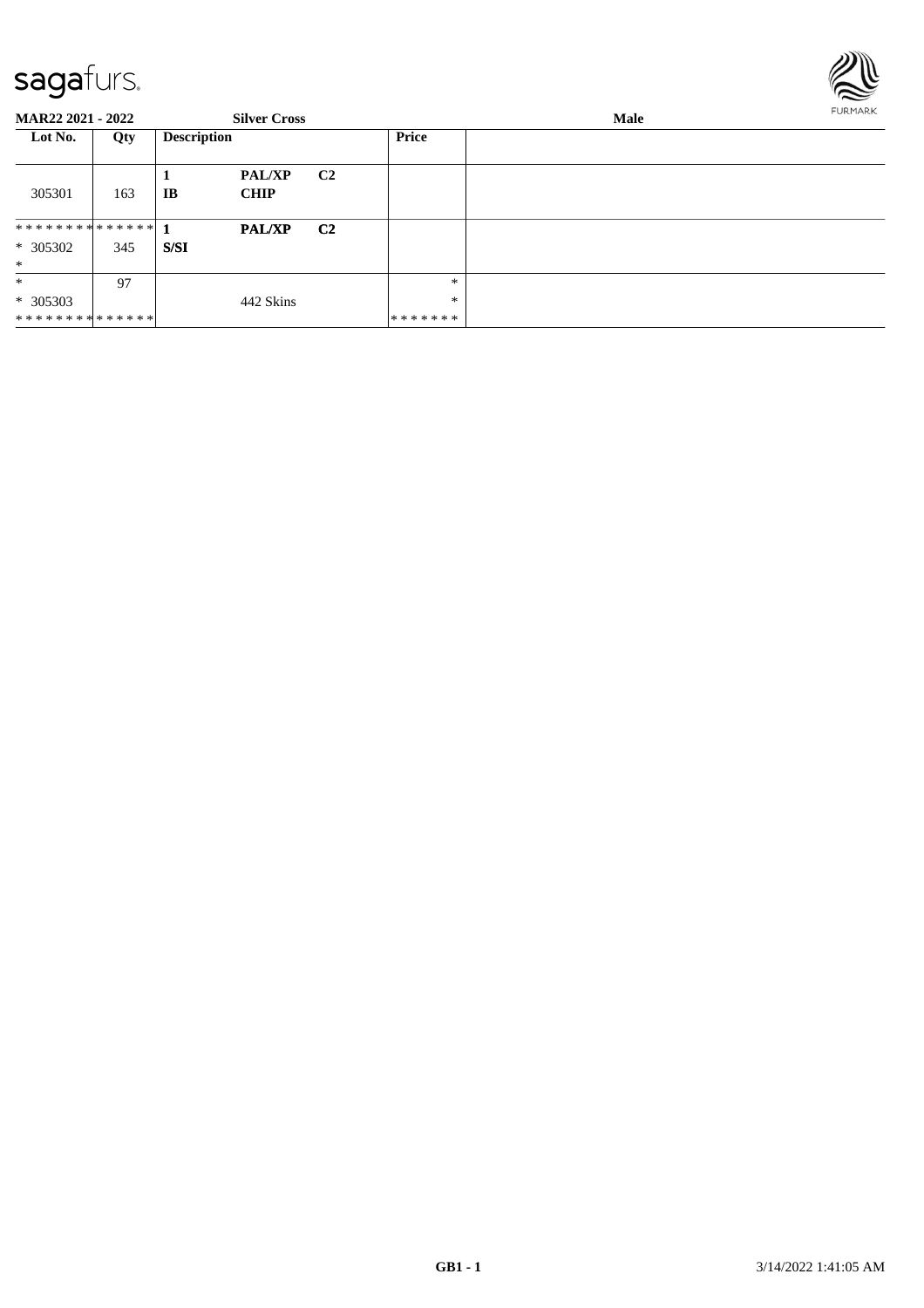**MAR22 2021 - 2022** **Silver Cross** **Male**

| Lot No. | Qty | Description | | | Price | |
|---|---|---|---|---|---|---|
| 305301 | 163 | 1<br>IB | PAL/XP<br>CHIP | C2 | | |
| * * * * * * * * * * * * * *<br>* 305302<br>* | 345 | 1<br>S/SI | PAL/XP | C2 | | |
| *<br>* 305303<br>* * * * * * * * * * * * * * | 97 | | 442 Skins | | *<br>*<br>* * * * * * * | |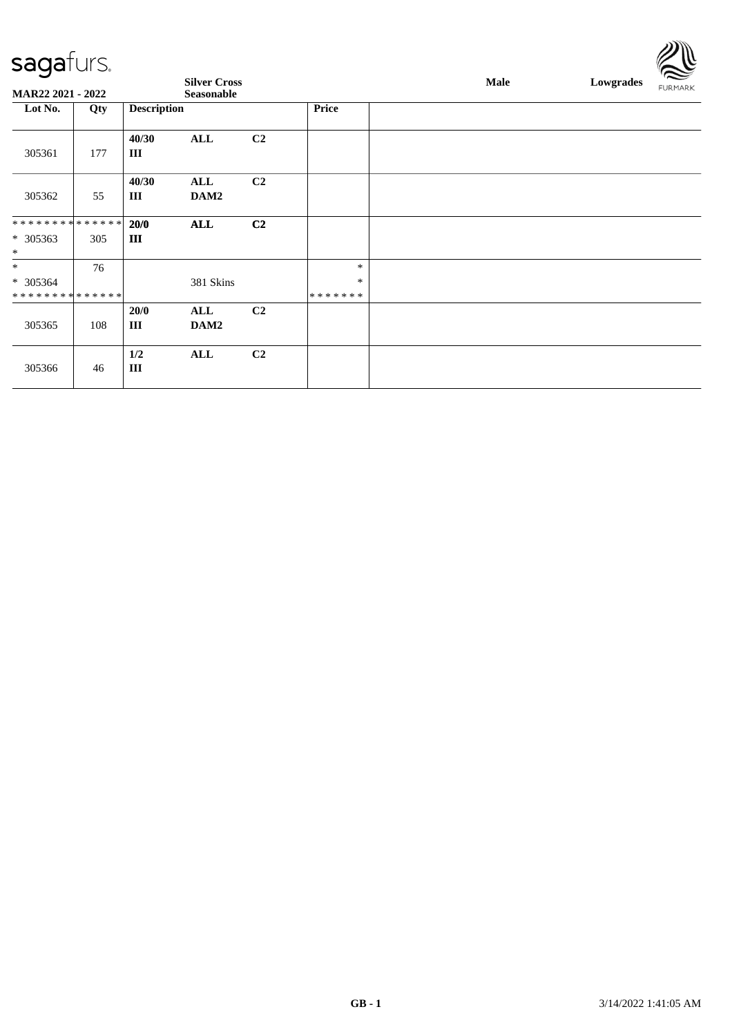| Lot No. | Qty | Description | | | Price |
|---|---|---|---|---|---|
| 305361 | 177 | 40/30 III | ALL | C2 | |
| 305362 | 55 | 40/30 III | ALL DAM2 | C2 | |
| * * * * * * * * * * * * * * * 305363 * | 305 | 20/0 III | ALL | C2 | |
| * * 305364 * * * * * * * * * * * * * * | 76 | | 381 Skins | | * * * * * * * * * |
| 305365 | 108 | 20/0 III | ALL DAM2 | C2 | |
| 305366 | 46 | 1/2 III | ALL | C2 | |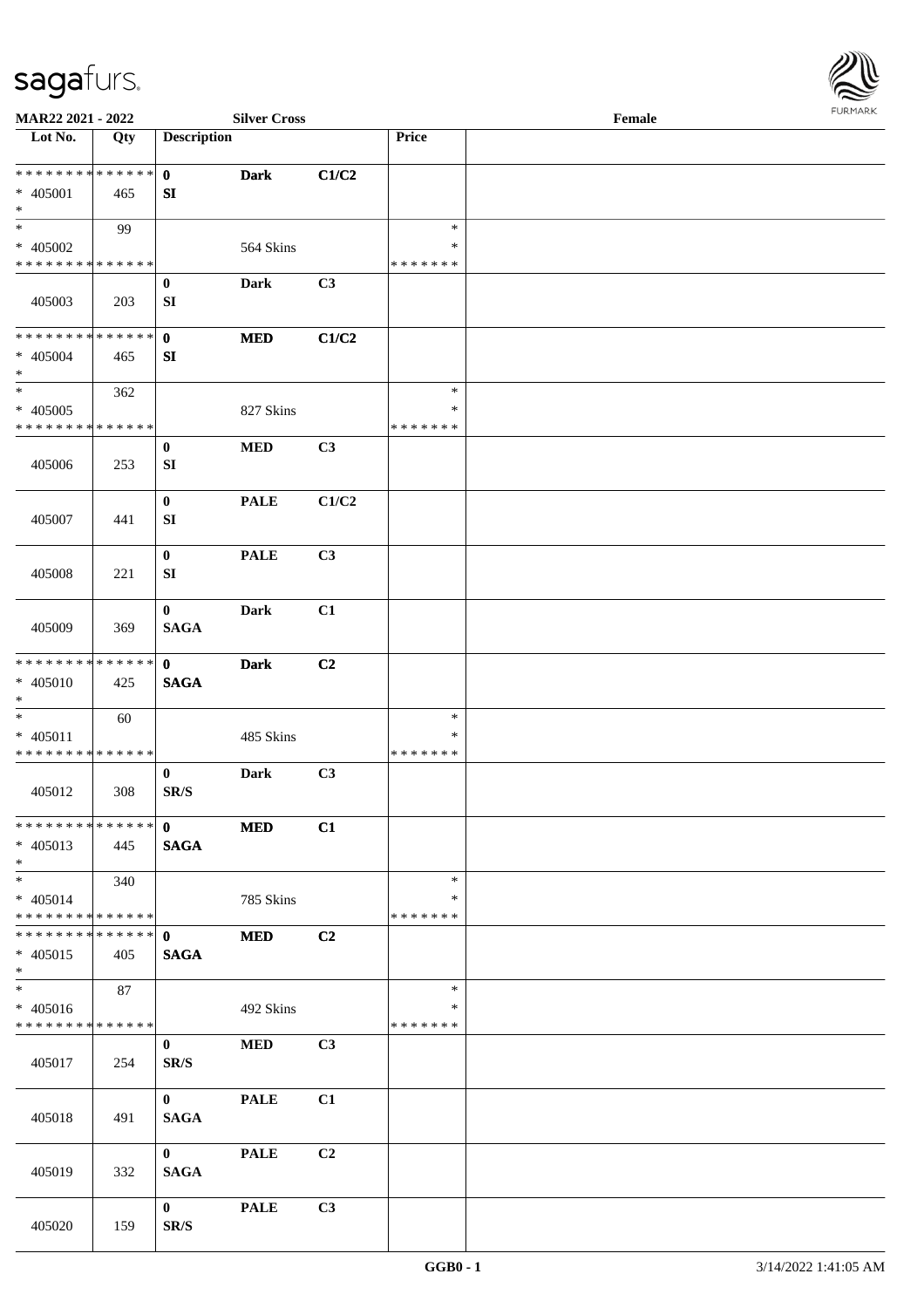**MAR22 2021 - 2022** **Silver Cross** **Female**

| Lot No. | Qty | Description | | | Price | |
|---|---|---|---|---|---|---|
| * * * * * * * * * * * * * * | | **0** | **Dark** | **C1/C2** | | |
| * 405001 | 465 | **SI** | | | | |
| * | | | | | | |
| * | 99 | | | | * | |
| * 405002 | | | 564 Skins | | * | |
| * * * * * * * * * * * * * * | | | | | * * * * * * * | |
| 405003 | 203 | **0** **SI** | **Dark** | **C3** | | |
| * * * * * * * * * * * * * * | | **0** | **MED** | **C1/C2** | | |
| * 405004 | 465 | **SI** | | | | |
| * | | | | | | |
| * | 362 | | | | * | |
| * 405005 | | | 827 Skins | | * | |
| * * * * * * * * * * * * * * | | | | | * * * * * * * | |
| 405006 | 253 | **0** **SI** | **MED** | **C3** | | |
| 405007 | 441 | **0** **SI** | **PALE** | **C1/C2** | | |
| 405008 | 221 | **0** **SI** | **PALE** | **C3** | | |
| 405009 | 369 | **0** **SAGA** | **Dark** | **C1** | | |
| * * * * * * * * * * * * * * | | **0** | **Dark** | **C2** | | |
| * 405010 | 425 | **SAGA** | | | | |
| * | | | | | | |
| * | 60 | | | | * | |
| * 405011 | | | 485 Skins | | * | |
| * * * * * * * * * * * * * * | | | | | * * * * * * * | |
| 405012 | 308 | **0** **SR/S** | **Dark** | **C3** | | |
| * * * * * * * * * * * * * * | | **0** | **MED** | **C1** | | |
| * 405013 | 445 | **SAGA** | | | | |
| * | | | | | | |
| * | 340 | | | | * | |
| * 405014 | | | 785 Skins | | * | |
| * * * * * * * * * * * * * * | | | | | * * * * * * * | |
| * * * * * * * * * * * * * * | | **0** | **MED** | **C2** | | |
| * 405015 | 405 | **SAGA** | | | | |
| * | | | | | | |
| * | 87 | | | | * | |
| * 405016 | | | 492 Skins | | * | |
| * * * * * * * * * * * * * * | | | | | * * * * * * * | |
| 405017 | 254 | **0** **SR/S** | **MED** | **C3** | | |
| 405018 | 491 | **0** **SAGA** | **PALE** | **C1** | | |
| 405019 | 332 | **0** **SAGA** | **PALE** | **C2** | | |
| 405020 | 159 | **0** **SR/S** | **PALE** | **C3** | | |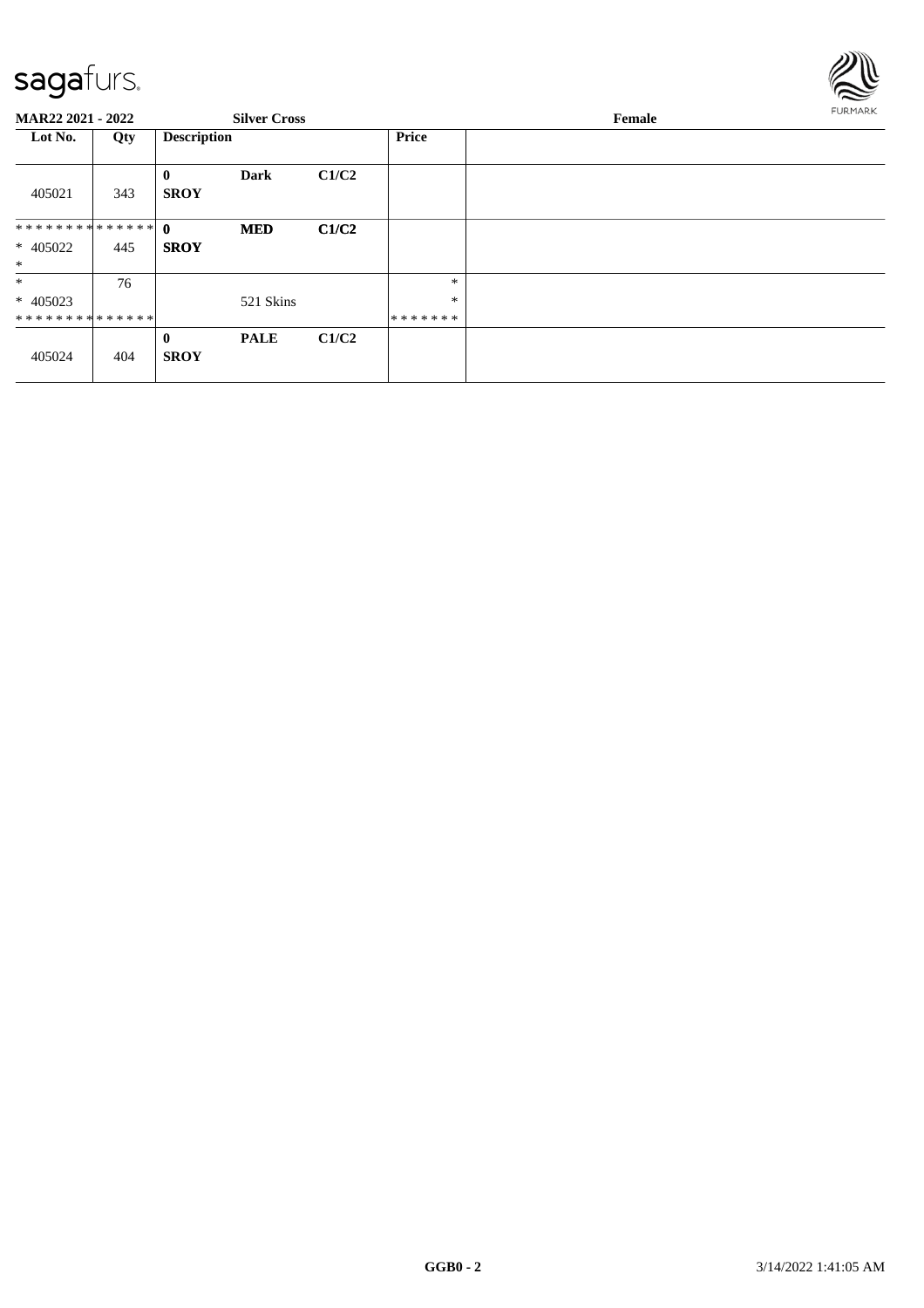**MAR22 2021 - 2022** **Silver Cross** **Female**

| Lot No. | Qty | Description | | | Price | |
|---|---|---|---|---|---|---|
| 405021 | 343 | **0** **SROY** | **Dark** | **C1/C2** | | |
| ************** * 405022 * | 445 | **0** **SROY** | **MED** | **C1/C2** | | |
| * * 405023 ************** | 76 | | 521 Skins | | * * ******* | |
| 405024 | 404 | **0** **SROY** | **PALE** | **C1/C2** | | |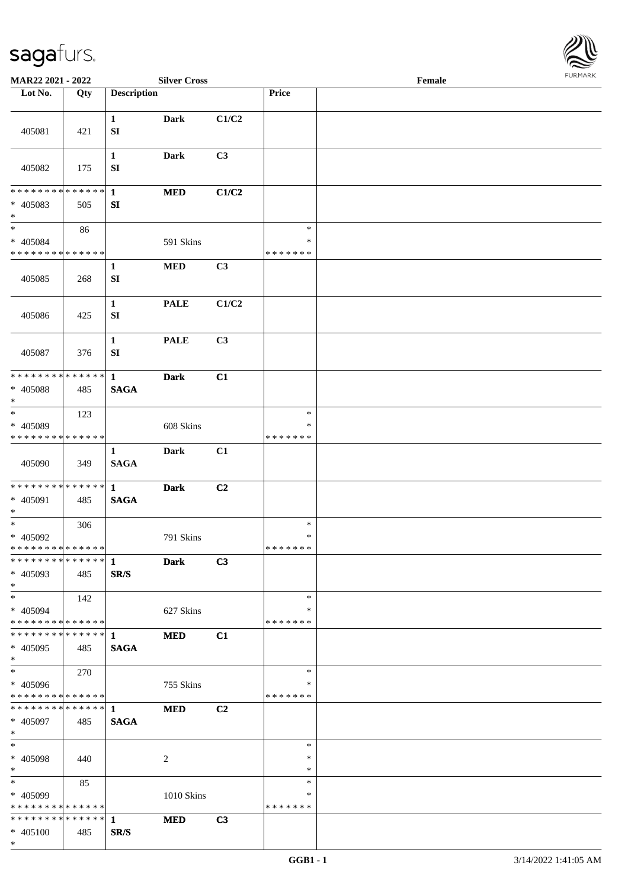**MAR22 2021 - 2022** | **Silver Cross** | **Female**

| Lot No. | Qty | Description | | | Price | |
|---|---|---|---|---|---|---|
| 405081 | 421 | 1 SI | Dark | C1/C2 | | |
| 405082 | 175 | 1 SI | Dark | C3 | | |
| * * * * * * * * * * * * * * * 405083 * | 505 | 1 SI | MED | C1/C2 | | |
| * * 405084 * * * * * * * * * * * * * * | 86 | | 591 Skins | | * * * * * * * * * | |
| 405085 | 268 | 1 SI | MED | C3 | | |
| 405086 | 425 | 1 SI | PALE | C1/C2 | | |
| 405087 | 376 | 1 SI | PALE | C3 | | |
| * * * * * * * * * * * * * * * 405088 * | 485 | 1 SAGA | Dark | C1 | | |
| * * 405089 * * * * * * * * * * * * * * | 123 | | 608 Skins | | * * * * * * * * * | |
| 405090 | 349 | 1 SAGA | Dark | C1 | | |
| * * * * * * * * * * * * * * * 405091 * | 485 | 1 SAGA | Dark | C2 | | |
| * * 405092 * * * * * * * * * * * * * * | 306 | | 791 Skins | | * * * * * * * * * | |
| * * * * * * * * * * * * * * * 405093 * | 485 | 1 SR/S | Dark | C3 | | |
| * * 405094 * * * * * * * * * * * * * * | 142 | | 627 Skins | | * * * * * * * * * | |
| * * * * * * * * * * * * * * * 405095 * | 485 | 1 SAGA | MED | C1 | | |
| * * 405096 * * * * * * * * * * * * * * | 270 | | 755 Skins | | * * * * * * * * * | |
| * * * * * * * * * * * * * * * 405097 * | 485 | 1 SAGA | MED | C2 | | |
| * * 405098 * | 440 | | 2 | | * * * | |
| * * 405099 * * * * * * * * * * * * * * | 85 | | 1010 Skins | | * * * * * * * * * | |
| * * * * * * * * * * * * * * * 405100 * | 485 | 1 SR/S | MED | C3 | | |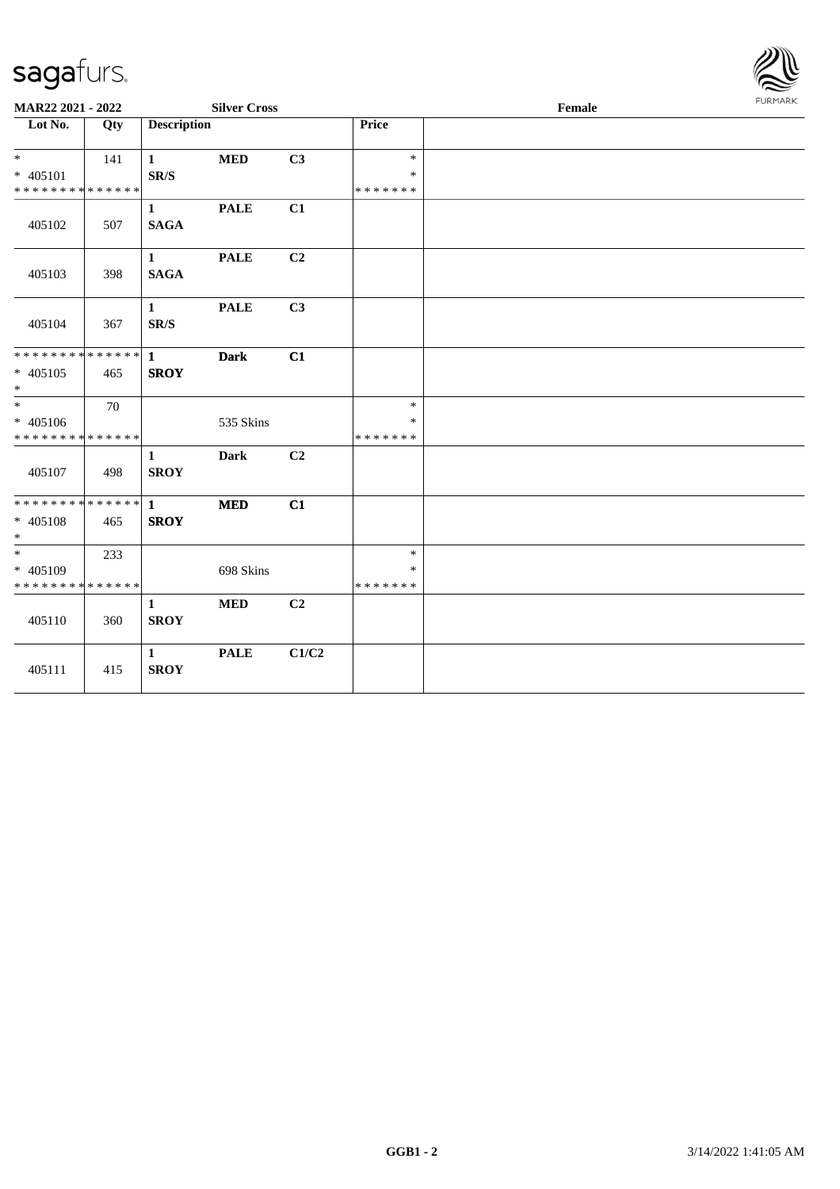MAR22 2021 - 2022 **Silver Cross** **Female**

| Lot No. | Qty | Description | | | Price | |
|---|---|---|---|---|---|---|
| * <br> * 405101 <br> * * * * * * * * * * * * * * | 141 | **1** <br> **SR/S** | **MED** | **C3** | * <br> * <br> * * * * * * * | |
| 405102 | 507 | **1** <br> **SAGA** | **PALE** | **C1** | | |
| 405103 | 398 | **1** <br> **SAGA** | **PALE** | **C2** | | |
| 405104 | 367 | **1** <br> **SR/S** | **PALE** | **C3** | | |
| * * * * * * * * * * * * * * <br> * 405105 <br> * | 465 | **1** <br> **SROY** | **Dark** | **C1** | | |
| * <br> * 405106 <br> * * * * * * * * * * * * * * | 70 | | 535 Skins | | * <br> * <br> * * * * * * * | |
| 405107 | 498 | **1** <br> **SROY** | **Dark** | **C2** | | |
| * * * * * * * * * * * * * * <br> * 405108 <br> * | 465 | **1** <br> **SROY** | **MED** | **C1** | | |
| * <br> * 405109 <br> * * * * * * * * * * * * * * | 233 | | 698 Skins | | * <br> * <br> * * * * * * * | |
| 405110 | 360 | **1** <br> **SROY** | **MED** | **C2** | | |
| 405111 | 415 | **1** <br> **SROY** | **PALE** | **C1/C2** | | |

GGB1 - 2 3/14/2022 1:41:05 AM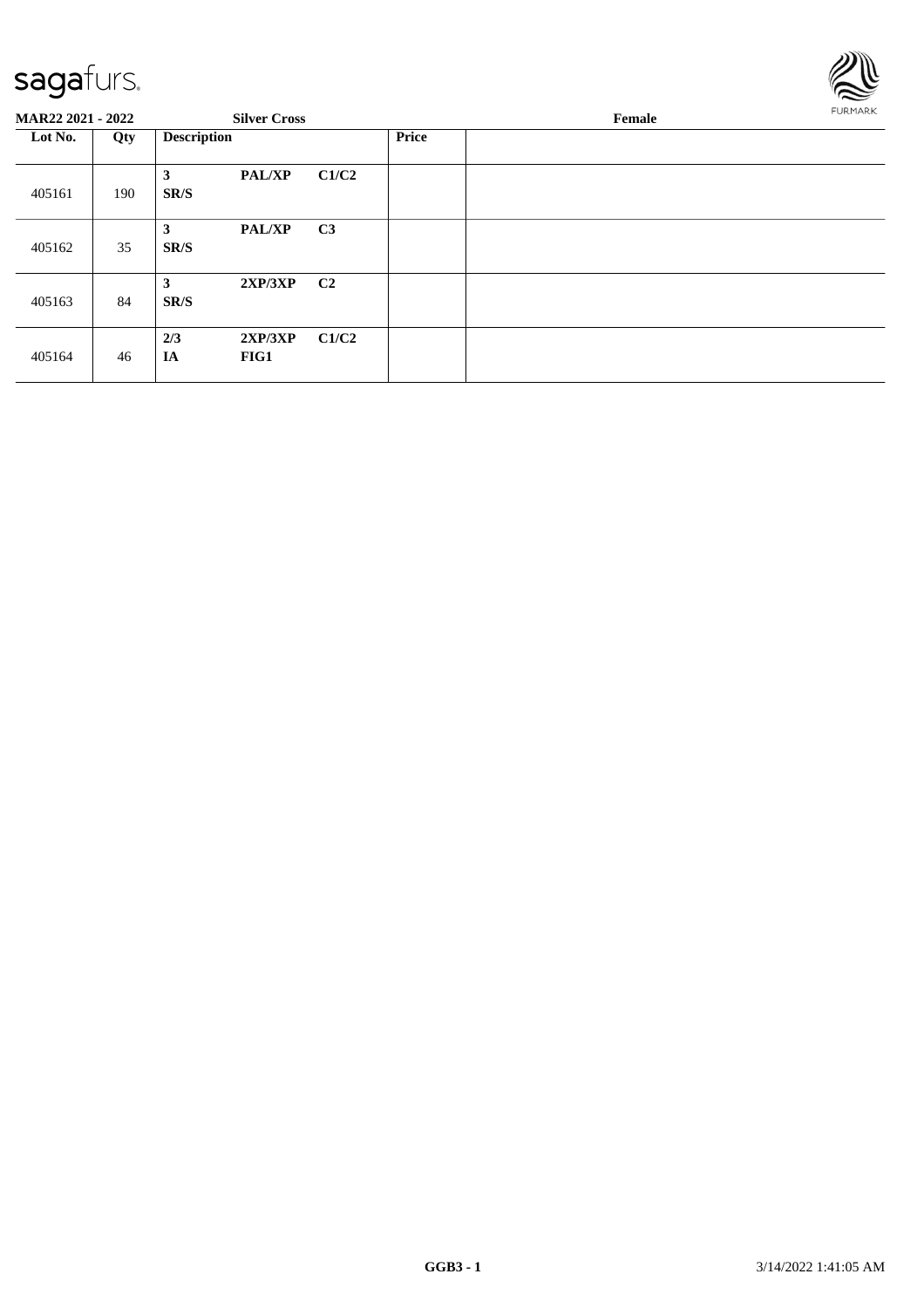sagafurs.

**MAR22 2021 - 2022** **Silver Cross** **Female**

| Lot No. | Qty | Description | | | Price | |
|---|---|---|---|---|---|---|
| 405161 | 190 | 3<br>SR/S | PAL/XP | C1/C2 | | |
| 405162 | 35 | 3<br>SR/S | PAL/XP | C3 | | |
| 405163 | 84 | 3<br>SR/S | 2XP/3XP | C2 | | |
| 405164 | 46 | 2/3<br>IA | 2XP/3XP<br>FIG1 | C1/C2 | | |

**GGB3 - 1** 3/14/2022 1:41:05 AM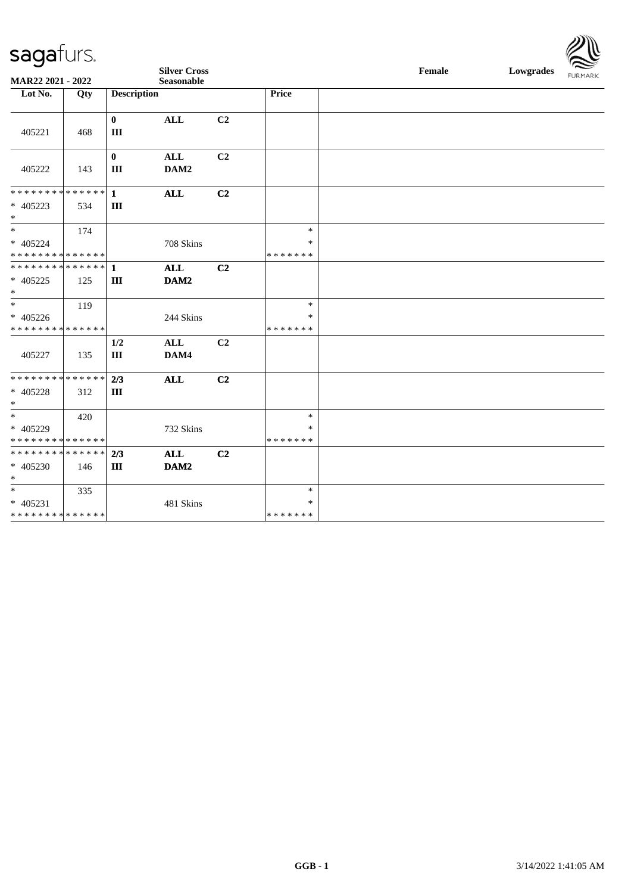| Lot No. | Qty | Description | | | Price |
|---|---|---|---|---|---|
| 405221 | 468 | 0<br>III | ALL | C2 | |
| 405222 | 143 | 0<br>III | ALL<br>DAM2 | C2 | |
| * * * * * * * * * * * * * *<br>* 405223<br>* | 534 | 1<br>III | ALL | C2 | |
| *<br>* 405224<br>* * * * * * * * * * * * * * | 174 | | 708 Skins | | *<br>*<br>* * * * * * * |
| * * * * * * * * * * * * * *<br>* 405225<br>* | 125 | 1<br>III | ALL<br>DAM2 | C2 | |
| *<br>* 405226<br>* * * * * * * * * * * * * * | 119 | | 244 Skins | | *<br>*<br>* * * * * * * |
| 405227 | 135 | 1/2<br>III | ALL<br>DAM4 | C2 | |
| * * * * * * * * * * * * * *<br>* 405228<br>* | 312 | 2/3<br>III | ALL | C2 | |
| *<br>* 405229<br>* * * * * * * * * * * * * * | 420 | | 732 Skins | | *<br>*<br>* * * * * * * |
| * * * * * * * * * * * * * *<br>* 405230<br>* | 146 | 2/3<br>III | ALL<br>DAM2 | C2 | |
| *<br>* 405231<br>* * * * * * * * * * * * * * | 335 | | 481 Skins | | *<br>*<br>* * * * * * * |